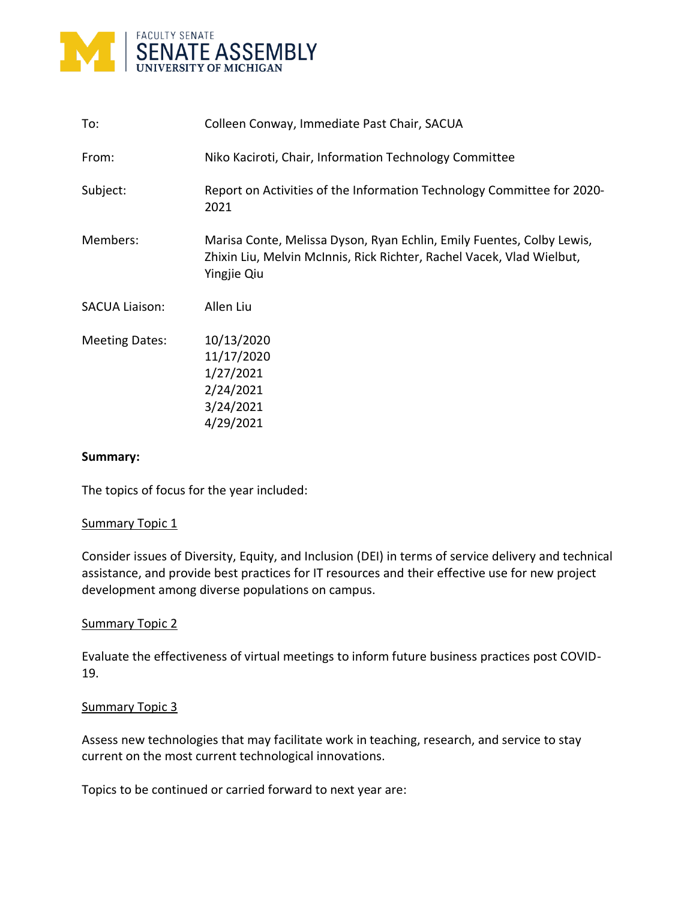FACULTY SENATE
SENATE ASSEMBLY
UNIVERSITY OF MICHIGAN

| | |
|---|---|
| To: | Colleen Conway, Immediate Past Chair, SACUA |
| From: | Niko Kaciroti, Chair, Information Technology Committee |
| Subject: | Report on Activities of the Information Technology Committee for 2020-2021 |
| Members: | Marisa Conte, Melissa Dyson, Ryan Echlin, Emily Fuentes, Colby Lewis, Zhixin Liu, Melvin McInnis, Rick Richter, Rachel Vacek, Vlad Wielbut, Yingjie Qiu |
| SACUA Liaison: | Allen Liu |
| Meeting Dates: | 10/13/2020<br>11/17/2020<br>1/27/2021<br>2/24/2021<br>3/24/2021<br>4/29/2021 |

**Summary:**

The topics of focus for the year included:

<u>Summary Topic 1</u>

Consider issues of Diversity, Equity, and Inclusion (DEI) in terms of service delivery and technical assistance, and provide best practices for IT resources and their effective use for new project development among diverse populations on campus.

<u>Summary Topic 2</u>

Evaluate the effectiveness of virtual meetings to inform future business practices post COVID-19.

<u>Summary Topic 3</u>

Assess new technologies that may facilitate work in teaching, research, and service to stay current on the most current technological innovations.

Topics to be continued or carried forward to next year are: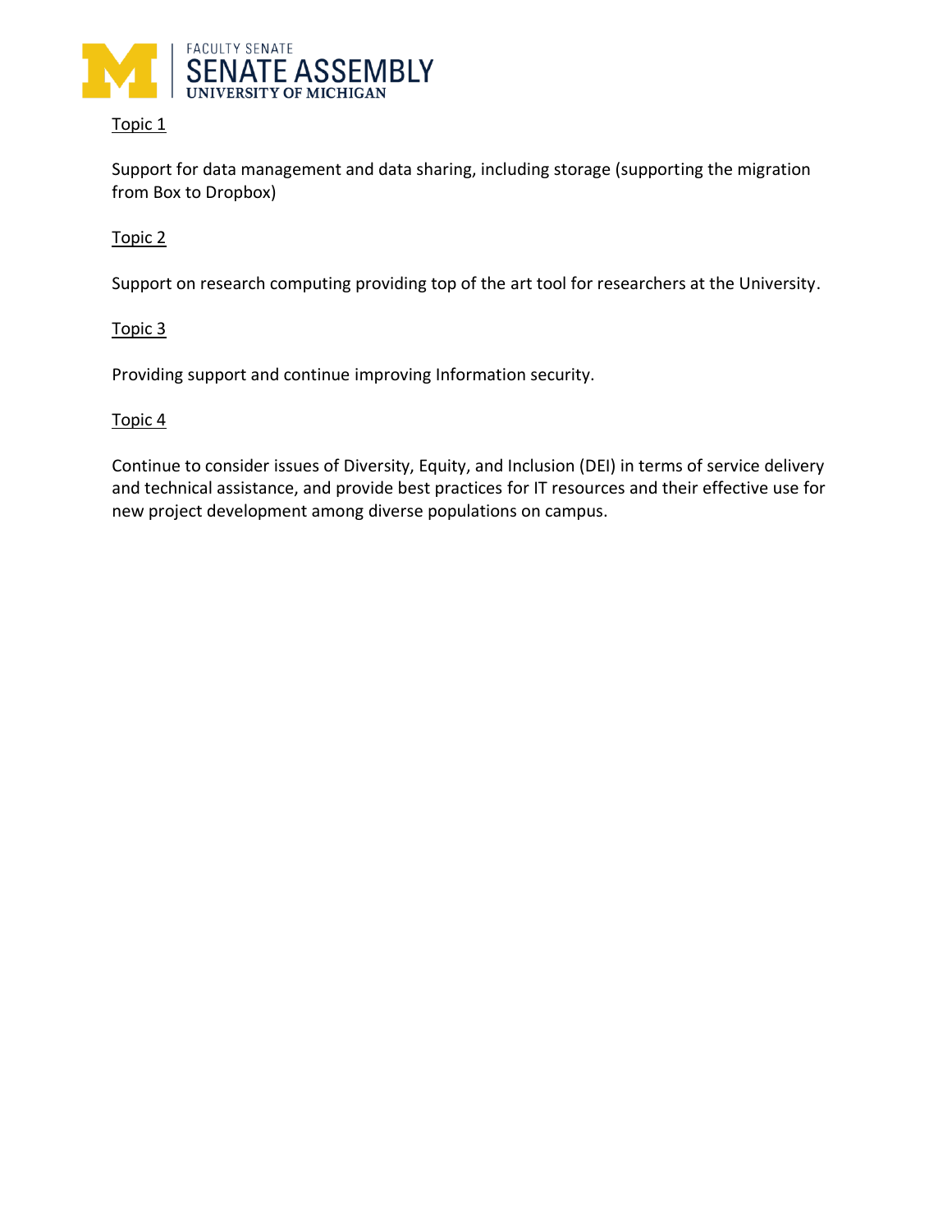Topic 1

Support for data management and data sharing, including storage (supporting the migration from Box to Dropbox)

Topic 2

Support on research computing providing top of the art tool for researchers at the University.

Topic 3

Providing support and continue improving Information security.

Topic 4

Continue to consider issues of Diversity, Equity, and Inclusion (DEI) in terms of service delivery and technical assistance, and provide best practices for IT resources and their effective use for new project development among diverse populations on campus.